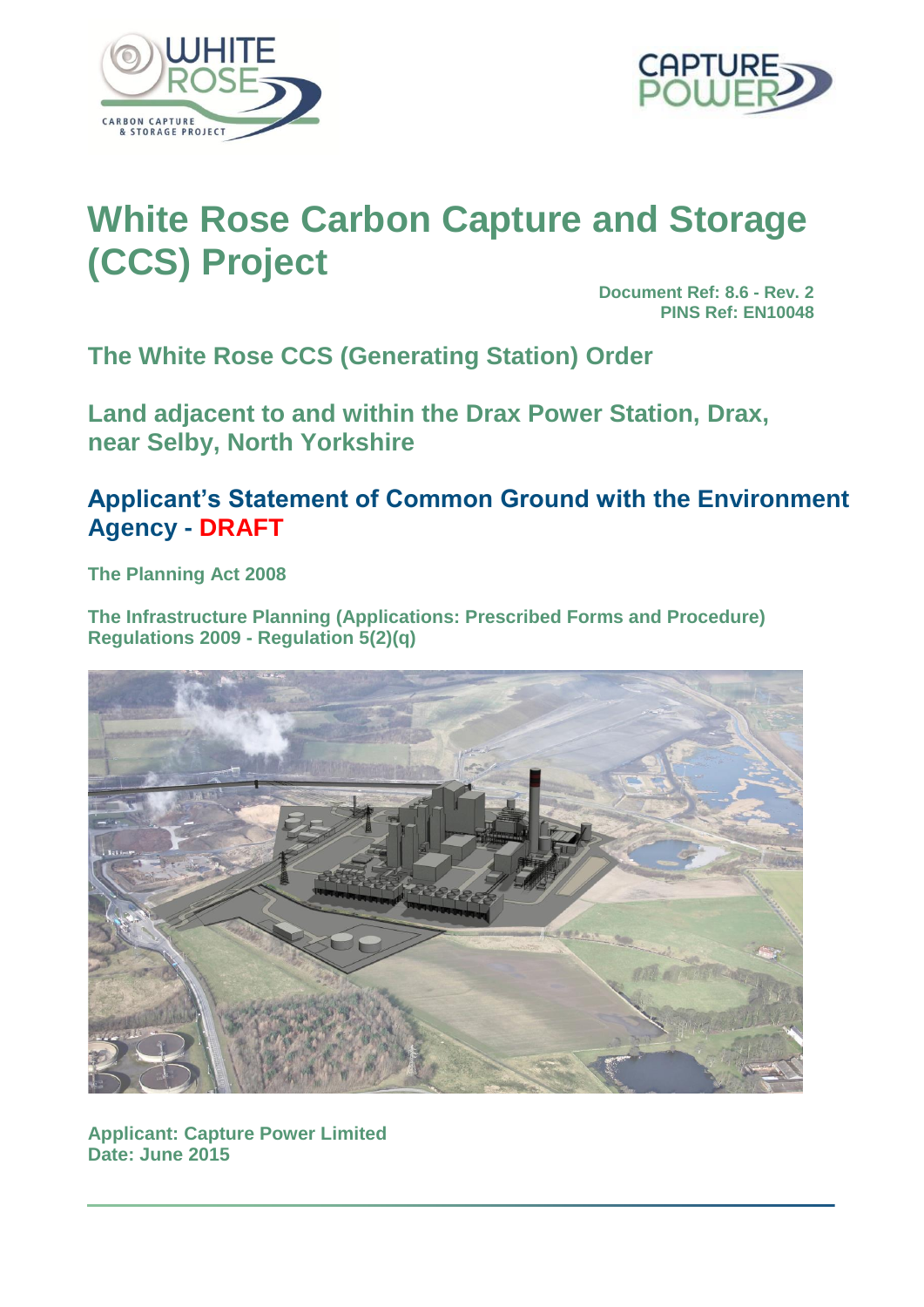# White Rose Carbon Capture and Storage (CCS) Project

**Document Ref: 8.6 - Rev. 2**
**PINS Ref: EN10048**

## The White Rose CCS (Generating Station) Order

## Land adjacent to and within the Drax Power Station, Drax, near Selby, North Yorkshire

## Applicant's Statement of Common Ground with the Environment Agency - DRAFT

**The Planning Act 2008**

**The Infrastructure Planning (Applications: Prescribed Forms and Procedure) Regulations 2009 - Regulation 5(2)(q)**

**Applicant: Capture Power Limited**
**Date: June 2015**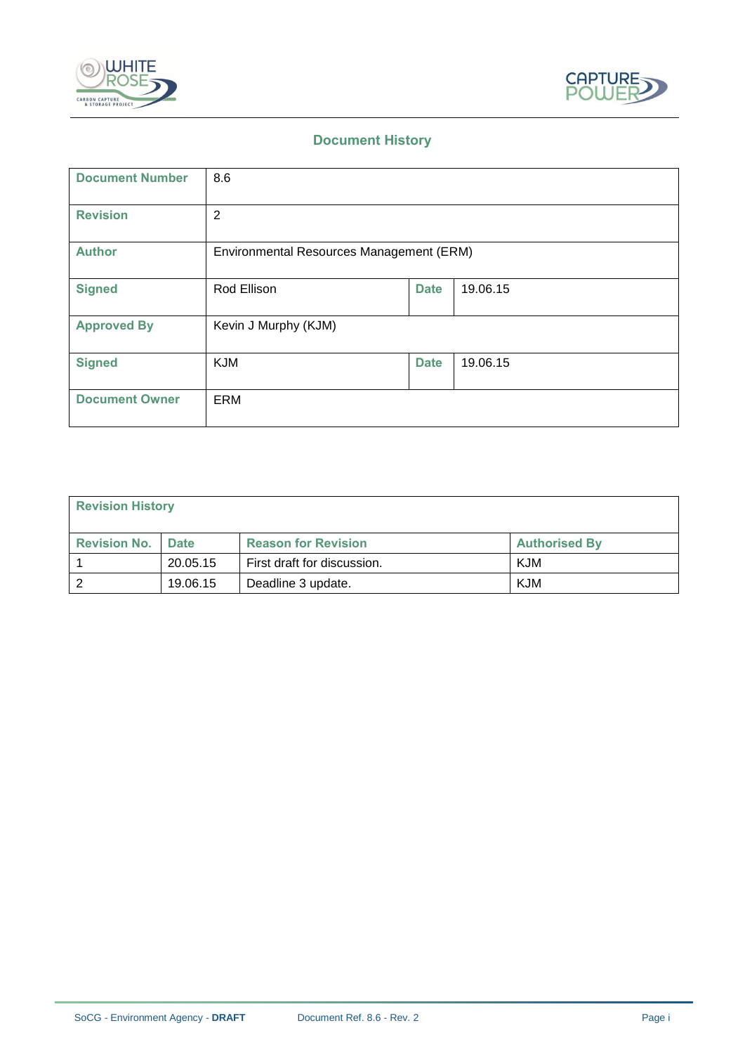## Document History

| Document Number | 8.6 | | |
|---|---|---|---|
| Revision | 2 | | |
| Author | Environmental Resources Management (ERM) | | |
| Signed | Rod Ellison | Date | 19.06.15 |
| Approved By | Kevin J Murphy (KJM) | | |
| Signed | KJM | Date | 19.06.15 |
| Document Owner | ERM | | |

**Revision History**

| Revision No. | Date | Reason for Revision | Authorised By |
|---|---|---|---|
| 1 | 20.05.15 | First draft for discussion. | KJM |
| 2 | 19.06.15 | Deadline 3 update. | KJM |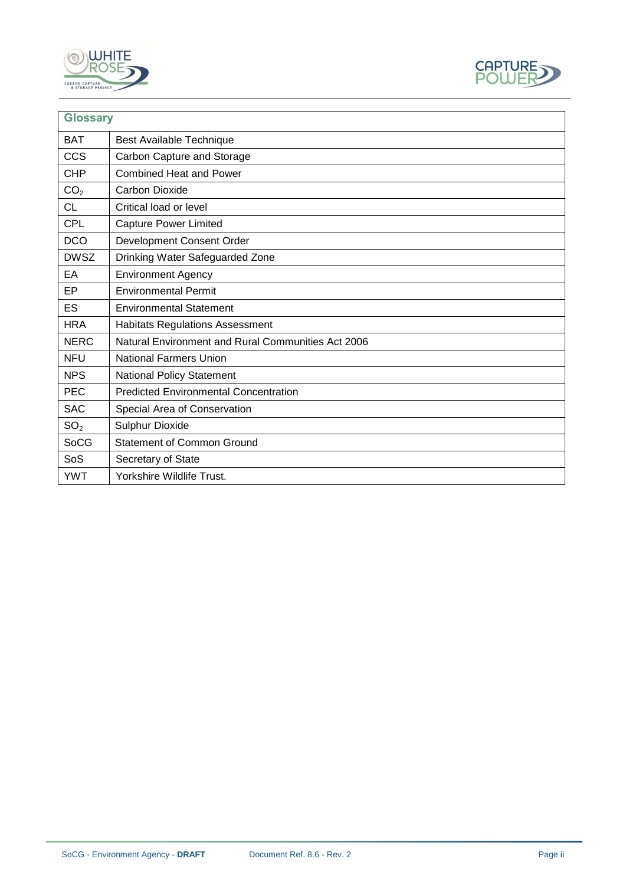| Glossary | |
|---|---|
| BAT | Best Available Technique |
| CCS | Carbon Capture and Storage |
| CHP | Combined Heat and Power |
| $CO_2$ | Carbon Dioxide |
| CL | Critical load or level |
| CPL | Capture Power Limited |
| DCO | Development Consent Order |
| DWSZ | Drinking Water Safeguarded Zone |
| EA | Environment Agency |
| EP | Environmental Permit |
| ES | Environmental Statement |
| HRA | Habitats Regulations Assessment |
| NERC | Natural Environment and Rural Communities Act 2006 |
| NFU | National Farmers Union |
| NPS | National Policy Statement |
| PEC | Predicted Environmental Concentration |
| SAC | Special Area of Conservation |
| $SO_2$ | Sulphur Dioxide |
| SoCG | Statement of Common Ground |
| SoS | Secretary of State |
| YWT | Yorkshire Wildlife Trust. |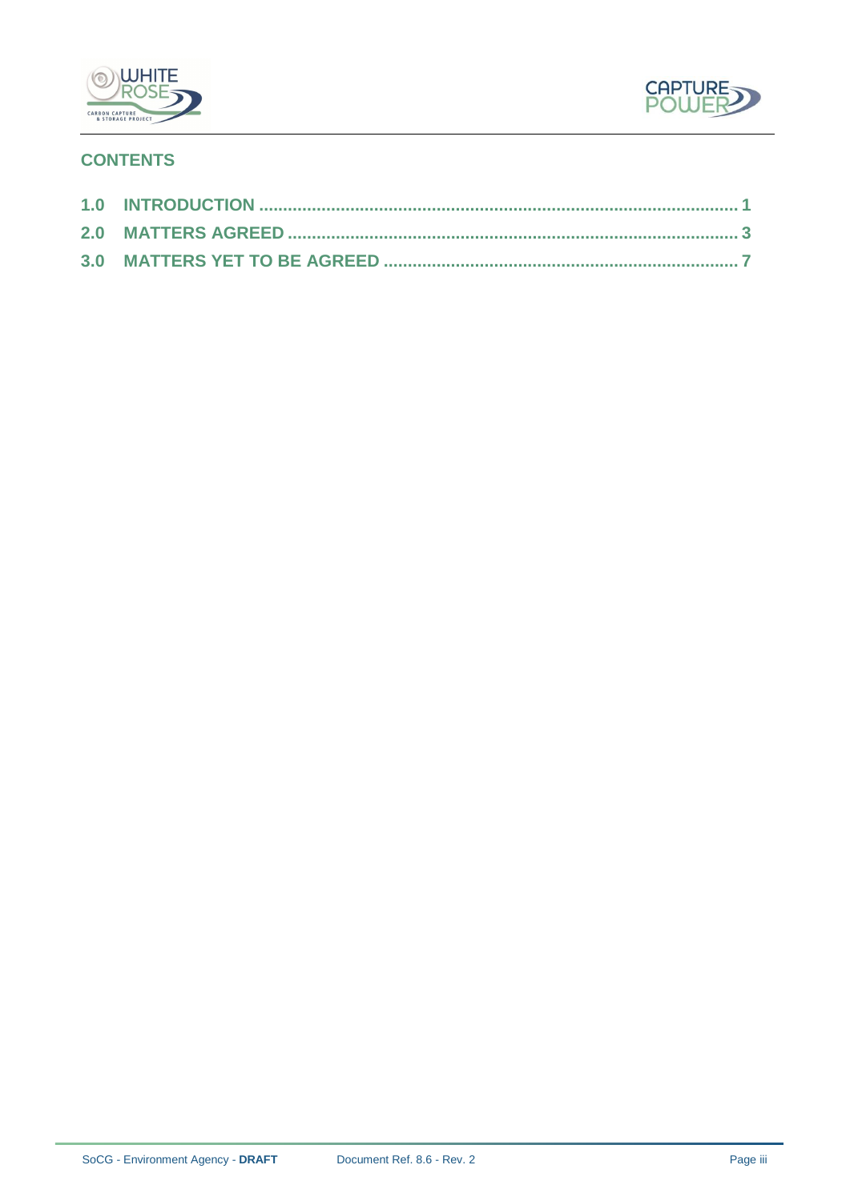## CONTENTS

1.0 INTRODUCTION ..................................................................................................... 1

2.0 MATTERS AGREED ............................................................................................. 3

3.0 MATTERS YET TO BE AGREED ......................................................................... 7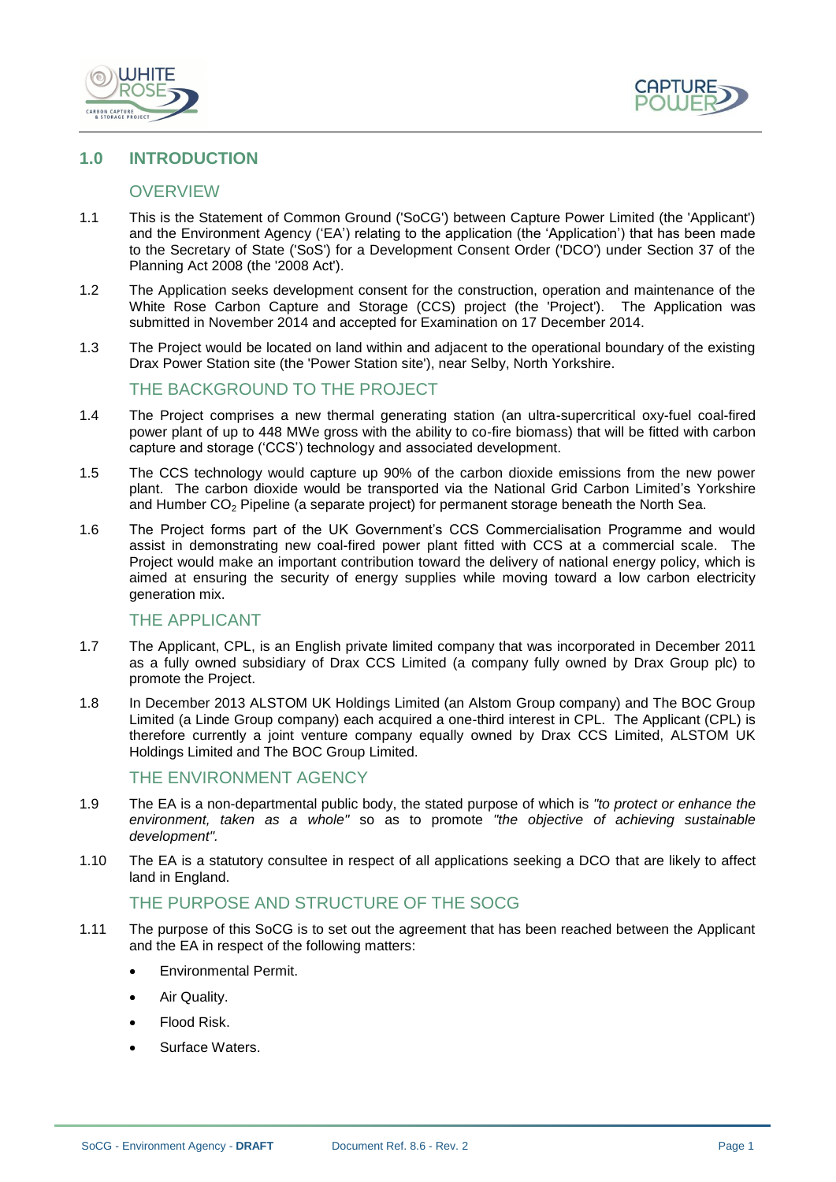## 1.0 INTRODUCTION

### OVERVIEW

1.1 This is the Statement of Common Ground ('SoCG') between Capture Power Limited (the 'Applicant') and the Environment Agency ('EA') relating to the application (the 'Application') that has been made to the Secretary of State ('SoS') for a Development Consent Order ('DCO') under Section 37 of the Planning Act 2008 (the '2008 Act').

1.2 The Application seeks development consent for the construction, operation and maintenance of the White Rose Carbon Capture and Storage (CCS) project (the 'Project'). The Application was submitted in November 2014 and accepted for Examination on 17 December 2014.

1.3 The Project would be located on land within and adjacent to the operational boundary of the existing Drax Power Station site (the 'Power Station site'), near Selby, North Yorkshire.

### THE BACKGROUND TO THE PROJECT

1.4 The Project comprises a new thermal generating station (an ultra-supercritical oxy-fuel coal-fired power plant of up to 448 MWe gross with the ability to co-fire biomass) that will be fitted with carbon capture and storage ('CCS') technology and associated development.

1.5 The CCS technology would capture up 90% of the carbon dioxide emissions from the new power plant. The carbon dioxide would be transported via the National Grid Carbon Limited's Yorkshire and Humber $CO_2$ Pipeline (a separate project) for permanent storage beneath the North Sea.

1.6 The Project forms part of the UK Government's CCS Commercialisation Programme and would assist in demonstrating new coal-fired power plant fitted with CCS at a commercial scale. The Project would make an important contribution toward the delivery of national energy policy, which is aimed at ensuring the security of energy supplies while moving toward a low carbon electricity generation mix.

### THE APPLICANT

1.7 The Applicant, CPL, is an English private limited company that was incorporated in December 2011 as a fully owned subsidiary of Drax CCS Limited (a company fully owned by Drax Group plc) to promote the Project.

1.8 In December 2013 ALSTOM UK Holdings Limited (an Alstom Group company) and The BOC Group Limited (a Linde Group company) each acquired a one-third interest in CPL. The Applicant (CPL) is therefore currently a joint venture company equally owned by Drax CCS Limited, ALSTOM UK Holdings Limited and The BOC Group Limited.

### THE ENVIRONMENT AGENCY

1.9 The EA is a non-departmental public body, the stated purpose of which is *"to protect or enhance the environment, taken as a whole"* so as to promote *"the objective of achieving sustainable development"*.

1.10 The EA is a statutory consultee in respect of all applications seeking a DCO that are likely to affect land in England.

### THE PURPOSE AND STRUCTURE OF THE SOCG

1.11 The purpose of this SoCG is to set out the agreement that has been reached between the Applicant and the EA in respect of the following matters:

- Environmental Permit.
- Air Quality.
- Flood Risk.
- Surface Waters.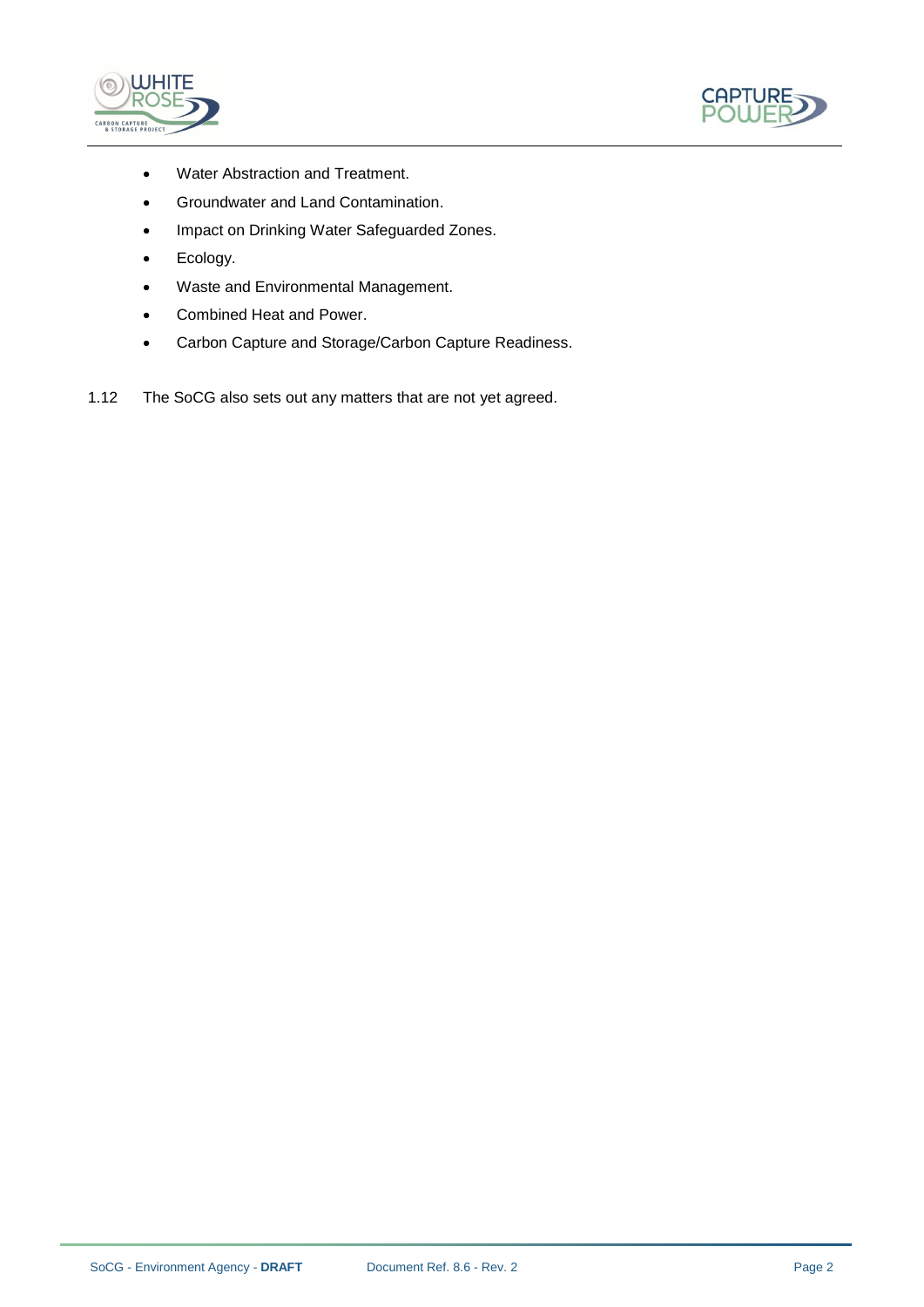- Water Abstraction and Treatment.
- Groundwater and Land Contamination.
- Impact on Drinking Water Safeguarded Zones.
- Ecology.
- Waste and Environmental Management.
- Combined Heat and Power.
- Carbon Capture and Storage/Carbon Capture Readiness.

1.12 The SoCG also sets out any matters that are not yet agreed.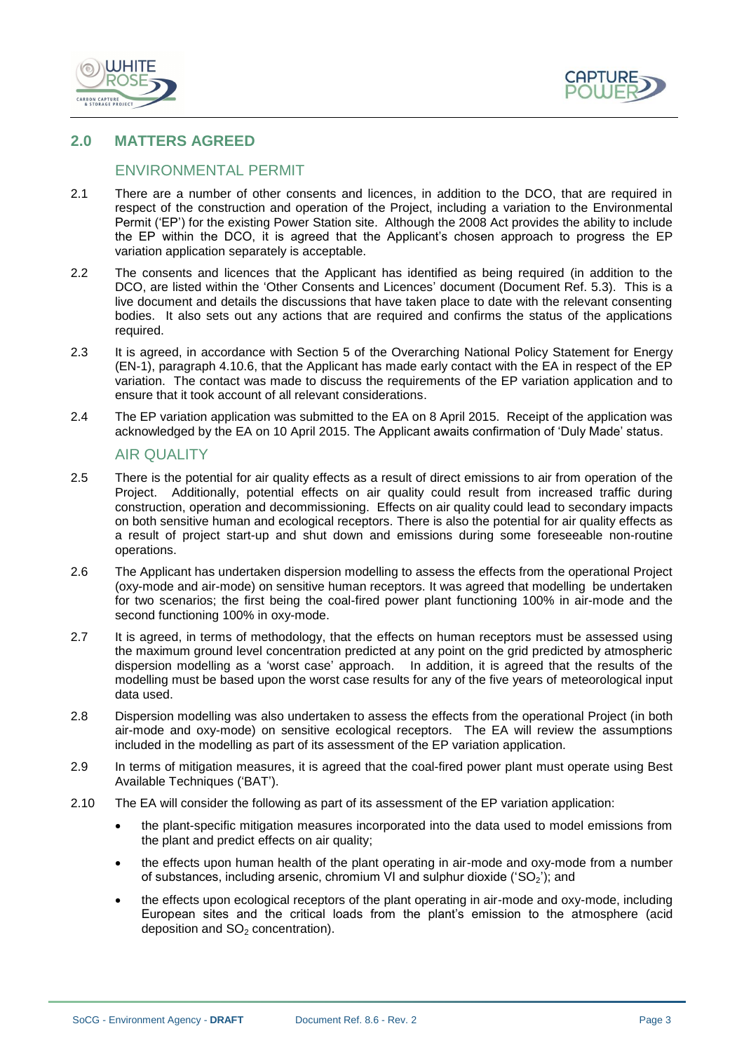## 2.0 MATTERS AGREED

### ENVIRONMENTAL PERMIT

2.1 There are a number of other consents and licences, in addition to the DCO, that are required in respect of the construction and operation of the Project, including a variation to the Environmental Permit ('EP') for the existing Power Station site. Although the 2008 Act provides the ability to include the EP within the DCO, it is agreed that the Applicant's chosen approach to progress the EP variation application separately is acceptable.

2.2 The consents and licences that the Applicant has identified as being required (in addition to the DCO, are listed within the 'Other Consents and Licences' document (Document Ref. 5.3). This is a live document and details the discussions that have taken place to date with the relevant consenting bodies. It also sets out any actions that are required and confirms the status of the applications required.

2.3 It is agreed, in accordance with Section 5 of the Overarching National Policy Statement for Energy (EN-1), paragraph 4.10.6, that the Applicant has made early contact with the EA in respect of the EP variation. The contact was made to discuss the requirements of the EP variation application and to ensure that it took account of all relevant considerations.

2.4 The EP variation application was submitted to the EA on 8 April 2015. Receipt of the application was acknowledged by the EA on 10 April 2015. The Applicant awaits confirmation of 'Duly Made' status.

### AIR QUALITY

2.5 There is the potential for air quality effects as a result of direct emissions to air from operation of the Project. Additionally, potential effects on air quality could result from increased traffic during construction, operation and decommissioning. Effects on air quality could lead to secondary impacts on both sensitive human and ecological receptors. There is also the potential for air quality effects as a result of project start-up and shut down and emissions during some foreseeable non-routine operations.

2.6 The Applicant has undertaken dispersion modelling to assess the effects from the operational Project (oxy-mode and air-mode) on sensitive human receptors. It was agreed that modelling be undertaken for two scenarios; the first being the coal-fired power plant functioning 100% in air-mode and the second functioning 100% in oxy-mode.

2.7 It is agreed, in terms of methodology, that the effects on human receptors must be assessed using the maximum ground level concentration predicted at any point on the grid predicted by atmospheric dispersion modelling as a 'worst case' approach. In addition, it is agreed that the results of the modelling must be based upon the worst case results for any of the five years of meteorological input data used.

2.8 Dispersion modelling was also undertaken to assess the effects from the operational Project (in both air-mode and oxy-mode) on sensitive ecological receptors. The EA will review the assumptions included in the modelling as part of its assessment of the EP variation application.

2.9 In terms of mitigation measures, it is agreed that the coal-fired power plant must operate using Best Available Techniques ('BAT').

2.10 The EA will consider the following as part of its assessment of the EP variation application:

- the plant-specific mitigation measures incorporated into the data used to model emissions from the plant and predict effects on air quality;
- the effects upon human health of the plant operating in air-mode and oxy-mode from a number of substances, including arsenic, chromium VI and sulphur dioxide ('$SO_2$'); and
- the effects upon ecological receptors of the plant operating in air-mode and oxy-mode, including European sites and the critical loads from the plant's emission to the atmosphere (acid deposition and $SO_2$ concentration).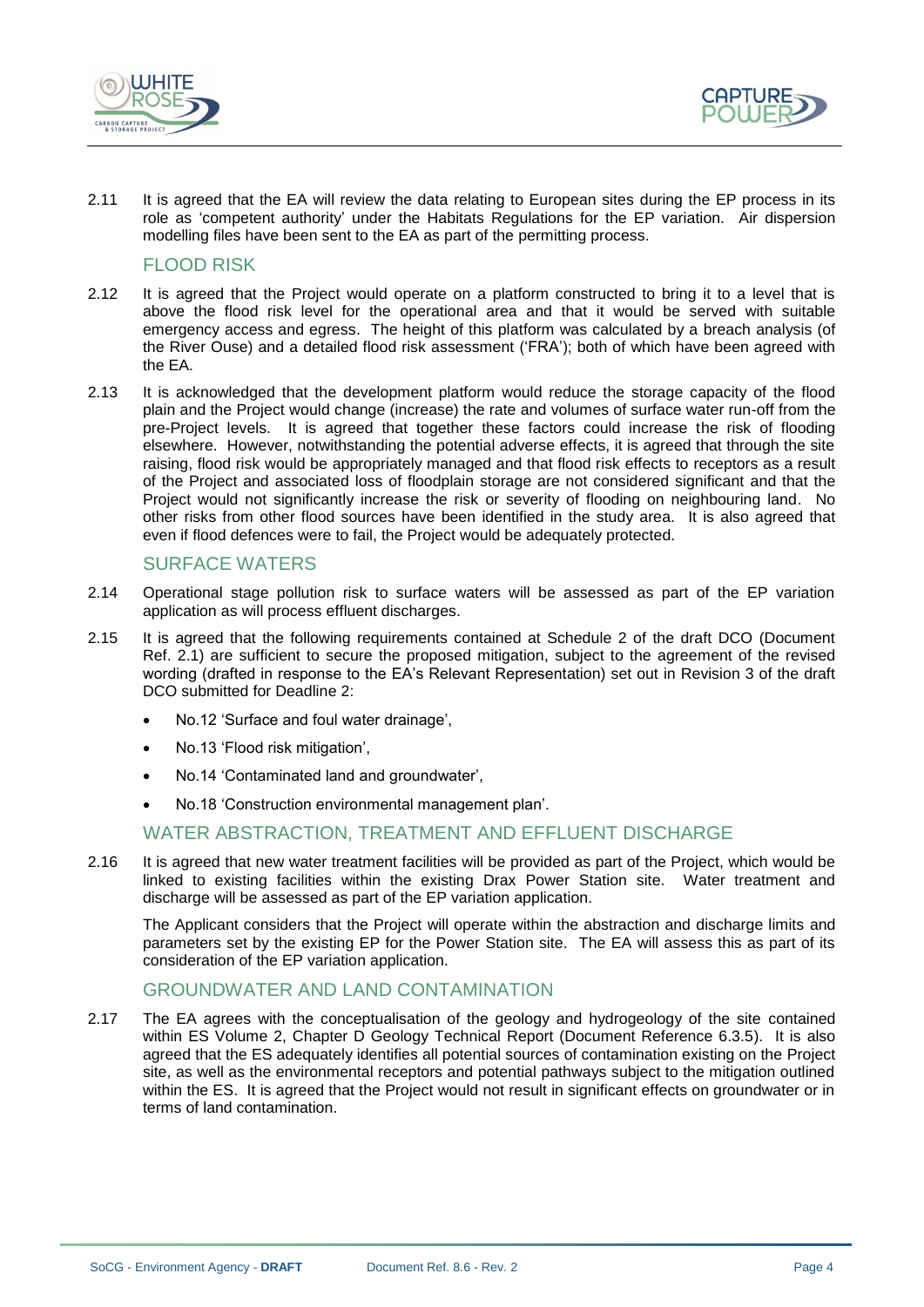2.11 It is agreed that the EA will review the data relating to European sites during the EP process in its role as 'competent authority' under the Habitats Regulations for the EP variation. Air dispersion modelling files have been sent to the EA as part of the permitting process.

## FLOOD RISK

2.12 It is agreed that the Project would operate on a platform constructed to bring it to a level that is above the flood risk level for the operational area and that it would be served with suitable emergency access and egress. The height of this platform was calculated by a breach analysis (of the River Ouse) and a detailed flood risk assessment ('FRA'); both of which have been agreed with the EA.

2.13 It is acknowledged that the development platform would reduce the storage capacity of the flood plain and the Project would change (increase) the rate and volumes of surface water run-off from the pre-Project levels. It is agreed that together these factors could increase the risk of flooding elsewhere. However, notwithstanding the potential adverse effects, it is agreed that through the site raising, flood risk would be appropriately managed and that flood risk effects to receptors as a result of the Project and associated loss of floodplain storage are not considered significant and that the Project would not significantly increase the risk or severity of flooding on neighbouring land. No other risks from other flood sources have been identified in the study area. It is also agreed that even if flood defences were to fail, the Project would be adequately protected.

## SURFACE WATERS

2.14 Operational stage pollution risk to surface waters will be assessed as part of the EP variation application as will process effluent discharges.

2.15 It is agreed that the following requirements contained at Schedule 2 of the draft DCO (Document Ref. 2.1) are sufficient to secure the proposed mitigation, subject to the agreement of the revised wording (drafted in response to the EA's Relevant Representation) set out in Revision 3 of the draft DCO submitted for Deadline 2:

- No.12 'Surface and foul water drainage',
- No.13 'Flood risk mitigation',
- No.14 'Contaminated land and groundwater',
- No.18 'Construction environmental management plan'.

## WATER ABSTRACTION, TREATMENT AND EFFLUENT DISCHARGE

2.16 It is agreed that new water treatment facilities will be provided as part of the Project, which would be linked to existing facilities within the existing Drax Power Station site. Water treatment and discharge will be assessed as part of the EP variation application.

The Applicant considers that the Project will operate within the abstraction and discharge limits and parameters set by the existing EP for the Power Station site. The EA will assess this as part of its consideration of the EP variation application.

## GROUNDWATER AND LAND CONTAMINATION

2.17 The EA agrees with the conceptualisation of the geology and hydrogeology of the site contained within ES Volume 2, Chapter D Geology Technical Report (Document Reference 6.3.5). It is also agreed that the ES adequately identifies all potential sources of contamination existing on the Project site, as well as the environmental receptors and potential pathways subject to the mitigation outlined within the ES. It is agreed that the Project would not result in significant effects on groundwater or in terms of land contamination.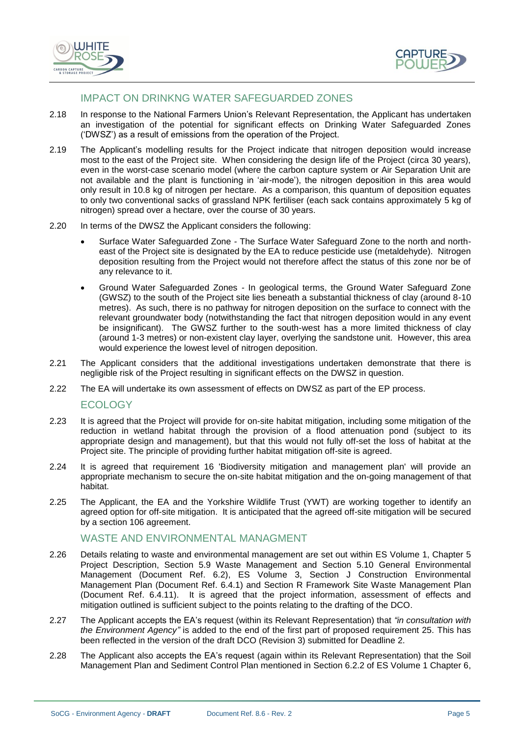## IMPACT ON DRINKNG WATER SAFEGUARDED ZONES

2.18 In response to the National Farmers Union's Relevant Representation, the Applicant has undertaken an investigation of the potential for significant effects on Drinking Water Safeguarded Zones ('DWSZ') as a result of emissions from the operation of the Project.

2.19 The Applicant's modelling results for the Project indicate that nitrogen deposition would increase most to the east of the Project site. When considering the design life of the Project (circa 30 years), even in the worst-case scenario model (where the carbon capture system or Air Separation Unit are not available and the plant is functioning in 'air-mode'), the nitrogen deposition in this area would only result in 10.8 kg of nitrogen per hectare. As a comparison, this quantum of deposition equates to only two conventional sacks of grassland NPK fertiliser (each sack contains approximately 5 kg of nitrogen) spread over a hectare, over the course of 30 years.

2.20 In terms of the DWSZ the Applicant considers the following:

- Surface Water Safeguarded Zone - The Surface Water Safeguard Zone to the north and north-east of the Project site is designated by the EA to reduce pesticide use (metaldehyde). Nitrogen deposition resulting from the Project would not therefore affect the status of this zone nor be of any relevance to it.
- Ground Water Safeguarded Zones - In geological terms, the Ground Water Safeguard Zone (GWSZ) to the south of the Project site lies beneath a substantial thickness of clay (around 8-10 metres). As such, there is no pathway for nitrogen deposition on the surface to connect with the relevant groundwater body (notwithstanding the fact that nitrogen deposition would in any event be insignificant). The GWSZ further to the south-west has a more limited thickness of clay (around 1-3 metres) or non-existent clay layer, overlying the sandstone unit. However, this area would experience the lowest level of nitrogen deposition.

2.21 The Applicant considers that the additional investigations undertaken demonstrate that there is negligible risk of the Project resulting in significant effects on the DWSZ in question.

2.22 The EA will undertake its own assessment of effects on DWSZ as part of the EP process.

## ECOLOGY

2.23 It is agreed that the Project will provide for on-site habitat mitigation, including some mitigation of the reduction in wetland habitat through the provision of a flood attenuation pond (subject to its appropriate design and management), but that this would not fully off-set the loss of habitat at the Project site. The principle of providing further habitat mitigation off-site is agreed.

2.24 It is agreed that requirement 16 'Biodiversity mitigation and management plan' will provide an appropriate mechanism to secure the on-site habitat mitigation and the on-going management of that habitat.

2.25 The Applicant, the EA and the Yorkshire Wildlife Trust (YWT) are working together to identify an agreed option for off-site mitigation. It is anticipated that the agreed off-site mitigation will be secured by a section 106 agreement.

## WASTE AND ENVIRONMENTAL MANAGMENT

2.26 Details relating to waste and environmental management are set out within ES Volume 1, Chapter 5 Project Description, Section 5.9 Waste Management and Section 5.10 General Environmental Management (Document Ref. 6.2), ES Volume 3, Section J Construction Environmental Management Plan (Document Ref. 6.4.1) and Section R Framework Site Waste Management Plan (Document Ref. 6.4.11). It is agreed that the project information, assessment of effects and mitigation outlined is sufficient subject to the points relating to the drafting of the DCO.

2.27 The Applicant accepts the EA's request (within its Relevant Representation) that *"in consultation with the Environment Agency"* is added to the end of the first part of proposed requirement 25. This has been reflected in the version of the draft DCO (Revision 3) submitted for Deadline 2.

2.28 The Applicant also accepts the EA's request (again within its Relevant Representation) that the Soil Management Plan and Sediment Control Plan mentioned in Section 6.2.2 of ES Volume 1 Chapter 6,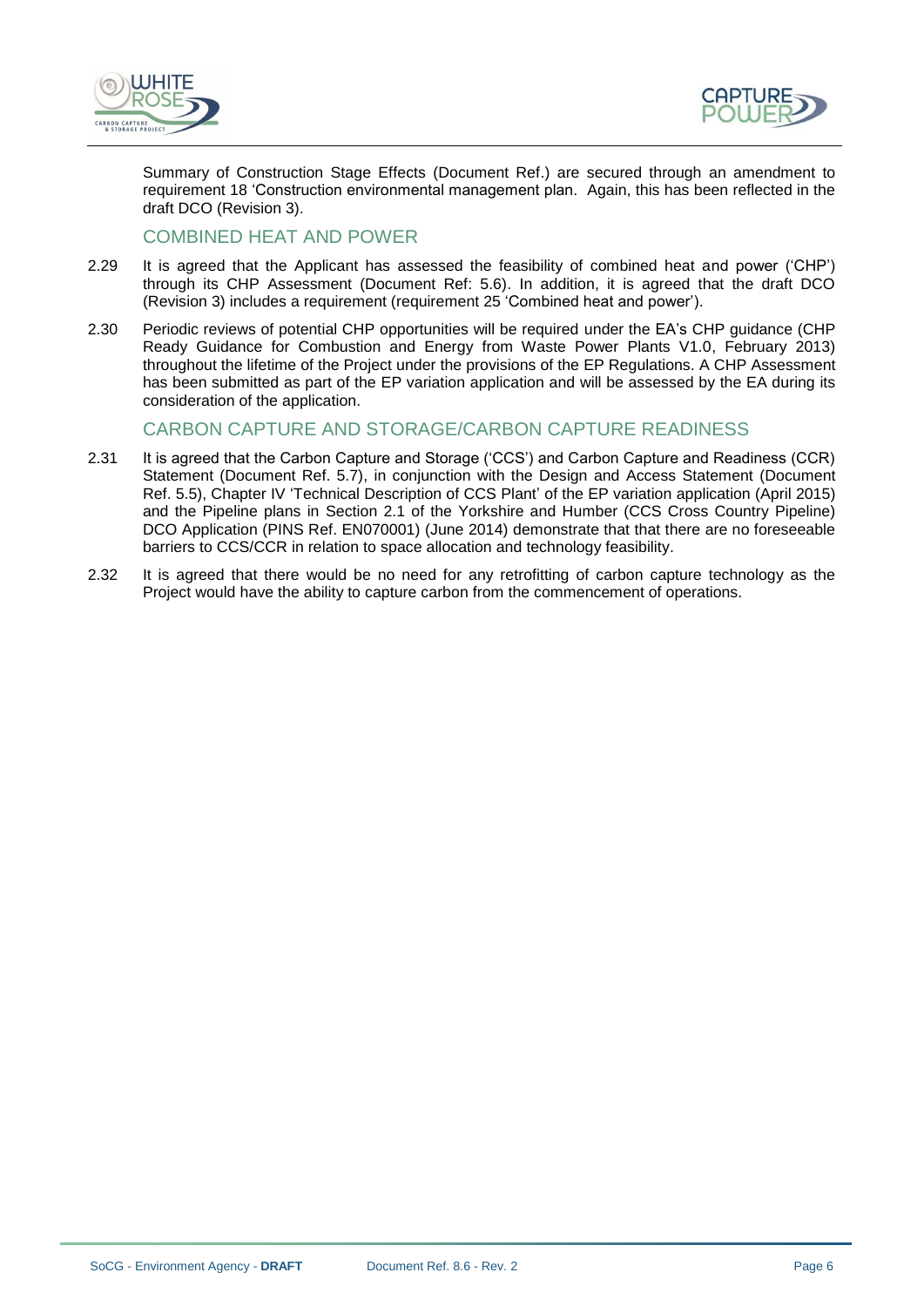Summary of Construction Stage Effects (Document Ref.) are secured through an amendment to requirement 18 'Construction environmental management plan. Again, this has been reflected in the draft DCO (Revision 3).

## COMBINED HEAT AND POWER

2.29 It is agreed that the Applicant has assessed the feasibility of combined heat and power ('CHP') through its CHP Assessment (Document Ref: 5.6). In addition, it is agreed that the draft DCO (Revision 3) includes a requirement (requirement 25 'Combined heat and power').

2.30 Periodic reviews of potential CHP opportunities will be required under the EA's CHP guidance (CHP Ready Guidance for Combustion and Energy from Waste Power Plants V1.0, February 2013) throughout the lifetime of the Project under the provisions of the EP Regulations. A CHP Assessment has been submitted as part of the EP variation application and will be assessed by the EA during its consideration of the application.

## CARBON CAPTURE AND STORAGE/CARBON CAPTURE READINESS

2.31 It is agreed that the Carbon Capture and Storage ('CCS') and Carbon Capture and Readiness (CCR) Statement (Document Ref. 5.7), in conjunction with the Design and Access Statement (Document Ref. 5.5), Chapter IV 'Technical Description of CCS Plant' of the EP variation application (April 2015) and the Pipeline plans in Section 2.1 of the Yorkshire and Humber (CCS Cross Country Pipeline) DCO Application (PINS Ref. EN070001) (June 2014) demonstrate that that there are no foreseeable barriers to CCS/CCR in relation to space allocation and technology feasibility.

2.32 It is agreed that there would be no need for any retrofitting of carbon capture technology as the Project would have the ability to capture carbon from the commencement of operations.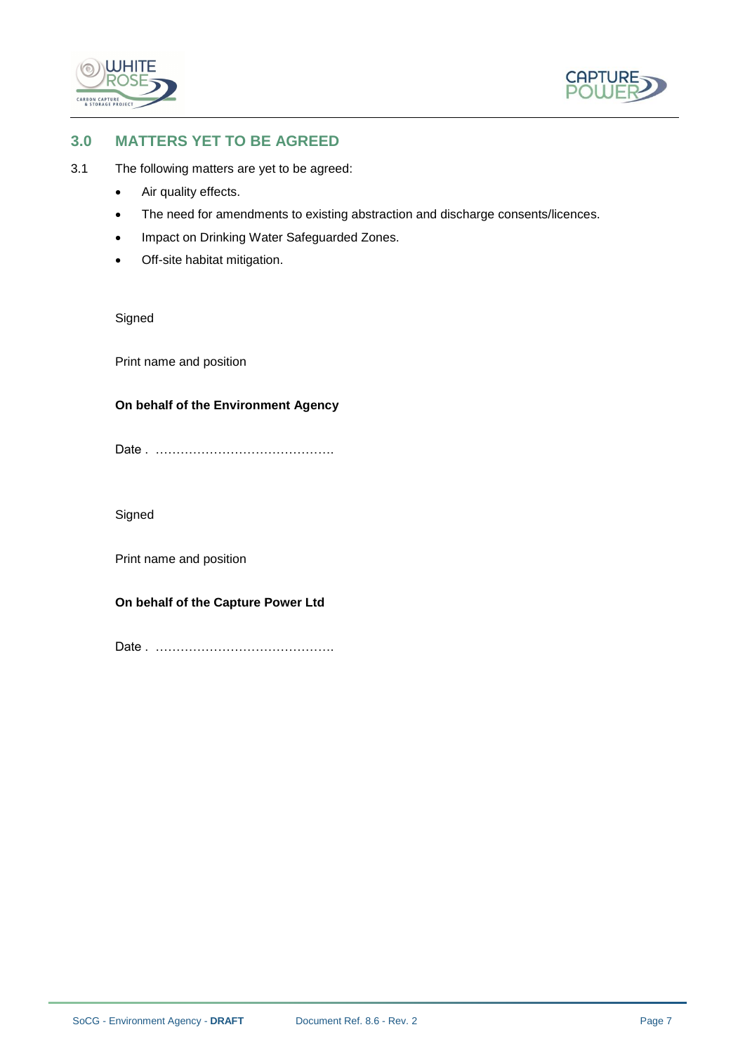## 3.0 MATTERS YET TO BE AGREED

3.1 The following matters are yet to be agreed:

- Air quality effects.
- The need for amendments to existing abstraction and discharge consents/licences.
- Impact on Drinking Water Safeguarded Zones.
- Off-site habitat mitigation.

Signed

Print name and position

**On behalf of the Environment Agency**

Date . …………………………………….

Signed

Print name and position

**On behalf of the Capture Power Ltd**

Date . …………………………………….